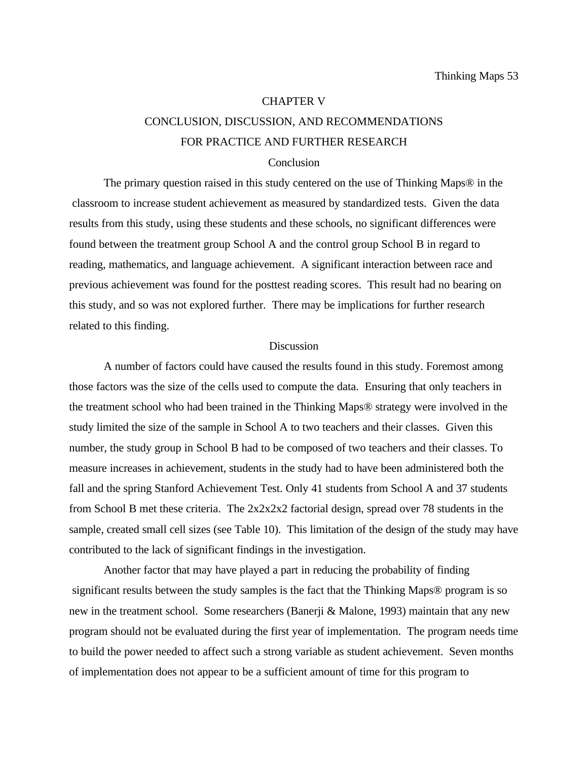# CHAPTER V

## CONCLUSION, DISCUSSION, AND RECOMMENDATIONS FOR PRACTICE AND FURTHER RESEARCH

### Conclusion

The primary question raised in this study centered on the use of Thinking Maps® in the classroom to increase student achievement as measured by standardized tests. Given the data results from this study, using these students and these schools, no significant differences were found between the treatment group School A and the control group School B in regard to reading, mathematics, and language achievement. A significant interaction between race and previous achievement was found for the posttest reading scores. This result had no bearing on this study, and so was not explored further. There may be implications for further research related to this finding.

### Discussion

A number of factors could have caused the results found in this study. Foremost among those factors was the size of the cells used to compute the data. Ensuring that only teachers in the treatment school who had been trained in the Thinking Maps® strategy were involved in the study limited the size of the sample in School A to two teachers and their classes. Given this number, the study group in School B had to be composed of two teachers and their classes. To measure increases in achievement, students in the study had to have been administered both the fall and the spring Stanford Achievement Test. Only 41 students from School A and 37 students from School B met these criteria. The 2x2x2x2 factorial design, spread over 78 students in the sample, created small cell sizes (see Table 10). This limitation of the design of the study may have contributed to the lack of significant findings in the investigation.

Another factor that may have played a part in reducing the probability of finding significant results between the study samples is the fact that the Thinking Maps® program is so new in the treatment school. Some researchers (Banerji & Malone, 1993) maintain that any new program should not be evaluated during the first year of implementation. The program needs time to build the power needed to affect such a strong variable as student achievement. Seven months of implementation does not appear to be a sufficient amount of time for this program to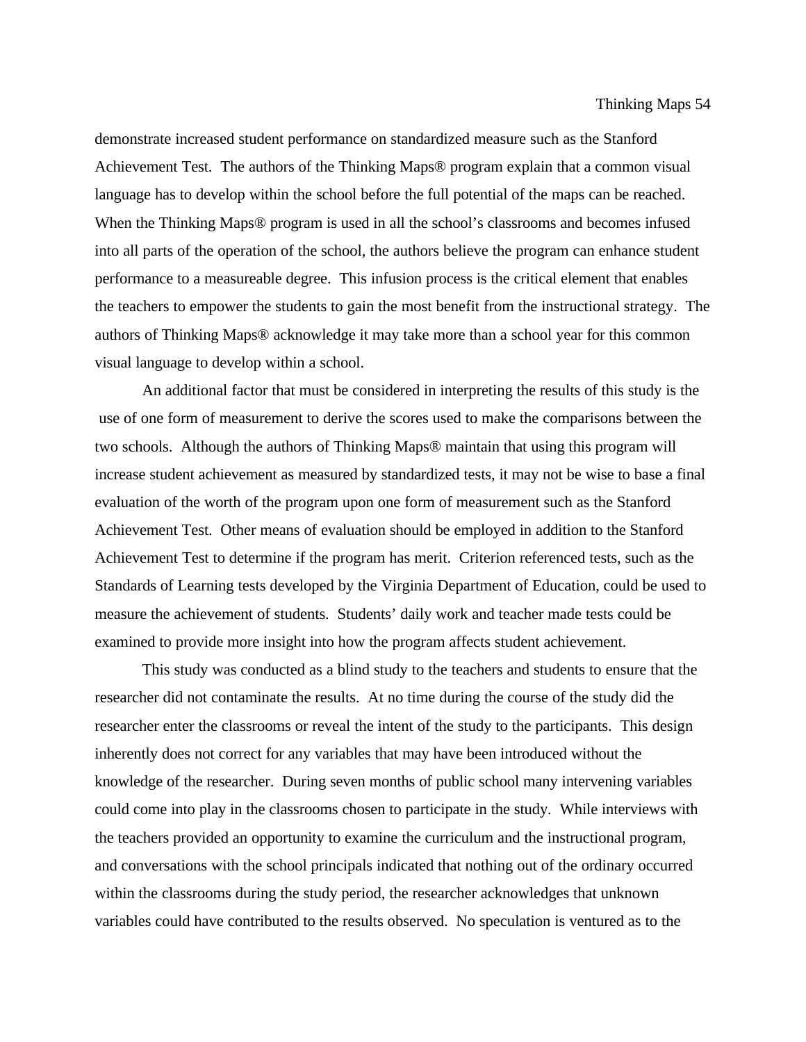demonstrate increased student performance on standardized measure such as the Stanford Achievement Test. The authors of the Thinking Maps® program explain that a common visual language has to develop within the school before the full potential of the maps can be reached. When the Thinking Maps® program is used in all the school's classrooms and becomes infused into all parts of the operation of the school, the authors believe the program can enhance student performance to a measureable degree. This infusion process is the critical element that enables the teachers to empower the students to gain the most benefit from the instructional strategy. The authors of Thinking Maps® acknowledge it may take more than a school year for this common visual language to develop within a school.

An additional factor that must be considered in interpreting the results of this study is the use of one form of measurement to derive the scores used to make the comparisons between the two schools. Although the authors of Thinking Maps® maintain that using this program will increase student achievement as measured by standardized tests, it may not be wise to base a final evaluation of the worth of the program upon one form of measurement such as the Stanford Achievement Test. Other means of evaluation should be employed in addition to the Stanford Achievement Test to determine if the program has merit. Criterion referenced tests, such as the Standards of Learning tests developed by the Virginia Department of Education, could be used to measure the achievement of students. Students' daily work and teacher made tests could be examined to provide more insight into how the program affects student achievement.

This study was conducted as a blind study to the teachers and students to ensure that the researcher did not contaminate the results. At no time during the course of the study did the researcher enter the classrooms or reveal the intent of the study to the participants. This design inherently does not correct for any variables that may have been introduced without the knowledge of the researcher. During seven months of public school many intervening variables could come into play in the classrooms chosen to participate in the study. While interviews with the teachers provided an opportunity to examine the curriculum and the instructional program, and conversations with the school principals indicated that nothing out of the ordinary occurred within the classrooms during the study period, the researcher acknowledges that unknown variables could have contributed to the results observed. No speculation is ventured as to the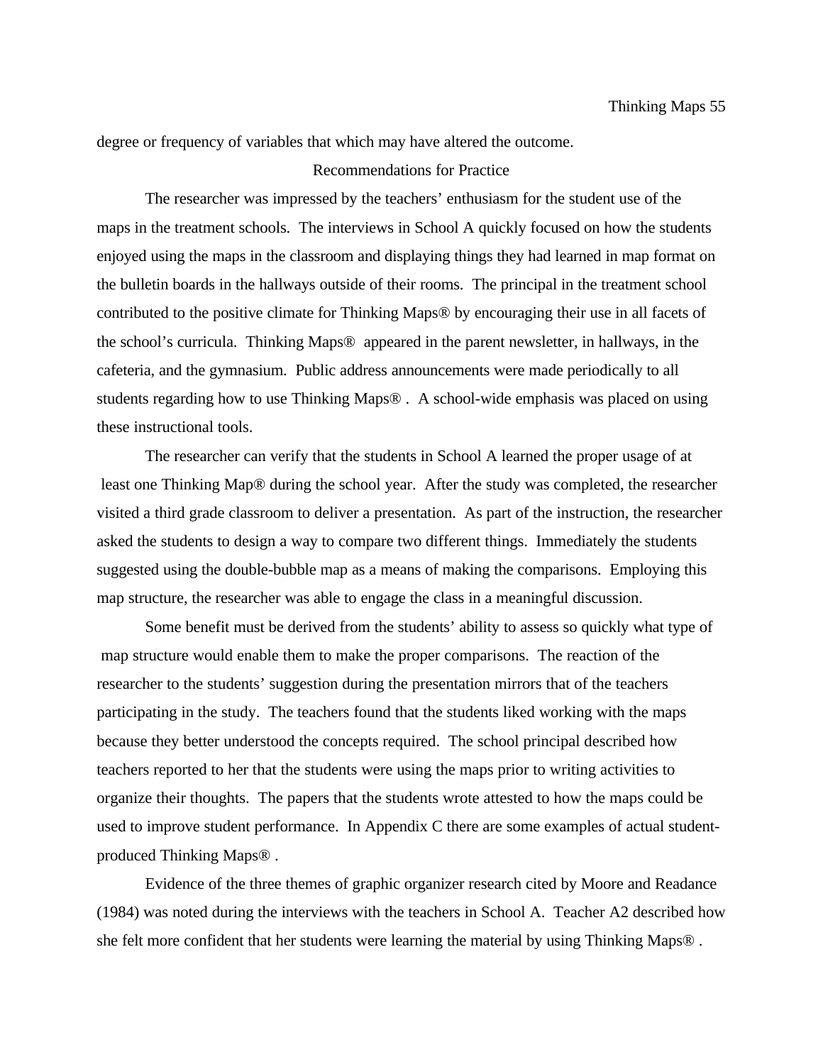degree or frequency of variables that which may have altered the outcome.

## Recommendations for Practice

The researcher was impressed by the teachers' enthusiasm for the student use of the maps in the treatment schools. The interviews in School A quickly focused on how the students enjoyed using the maps in the classroom and displaying things they had learned in map format on the bulletin boards in the hallways outside of their rooms. The principal in the treatment school contributed to the positive climate for Thinking Maps® by encouraging their use in all facets of the school's curricula. Thinking Maps® appeared in the parent newsletter, in hallways, in the cafeteria, and the gymnasium. Public address announcements were made periodically to all students regarding how to use Thinking Maps® . A school-wide emphasis was placed on using these instructional tools.

The researcher can verify that the students in School A learned the proper usage of at least one Thinking Map® during the school year. After the study was completed, the researcher visited a third grade classroom to deliver a presentation. As part of the instruction, the researcher asked the students to design a way to compare two different things. Immediately the students suggested using the double-bubble map as a means of making the comparisons. Employing this map structure, the researcher was able to engage the class in a meaningful discussion.

Some benefit must be derived from the students' ability to assess so quickly what type of map structure would enable them to make the proper comparisons. The reaction of the researcher to the students' suggestion during the presentation mirrors that of the teachers participating in the study. The teachers found that the students liked working with the maps because they better understood the concepts required. The school principal described how teachers reported to her that the students were using the maps prior to writing activities to organize their thoughts. The papers that the students wrote attested to how the maps could be used to improve student performance. In Appendix C there are some examples of actual student-produced Thinking Maps® .

Evidence of the three themes of graphic organizer research cited by Moore and Readance (1984) was noted during the interviews with the teachers in School A. Teacher A2 described how she felt more confident that her students were learning the material by using Thinking Maps® .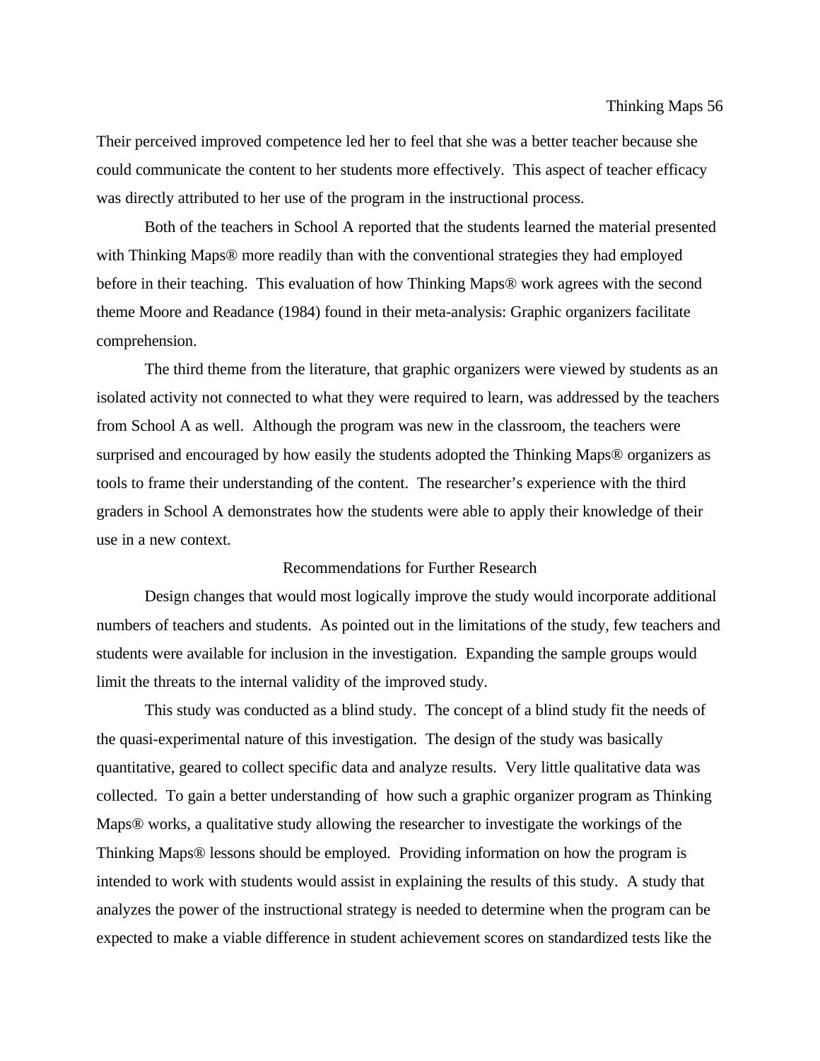Their perceived improved competence led her to feel that she was a better teacher because she could communicate the content to her students more effectively. This aspect of teacher efficacy was directly attributed to her use of the program in the instructional process.

Both of the teachers in School A reported that the students learned the material presented with Thinking Maps® more readily than with the conventional strategies they had employed before in their teaching. This evaluation of how Thinking Maps® work agrees with the second theme Moore and Readance (1984) found in their meta-analysis: Graphic organizers facilitate comprehension.

The third theme from the literature, that graphic organizers were viewed by students as an isolated activity not connected to what they were required to learn, was addressed by the teachers from School A as well. Although the program was new in the classroom, the teachers were surprised and encouraged by how easily the students adopted the Thinking Maps® organizers as tools to frame their understanding of the content. The researcher's experience with the third graders in School A demonstrates how the students were able to apply their knowledge of their use in a new context.

## Recommendations for Further Research

Design changes that would most logically improve the study would incorporate additional numbers of teachers and students. As pointed out in the limitations of the study, few teachers and students were available for inclusion in the investigation. Expanding the sample groups would limit the threats to the internal validity of the improved study.

This study was conducted as a blind study. The concept of a blind study fit the needs of the quasi-experimental nature of this investigation. The design of the study was basically quantitative, geared to collect specific data and analyze results. Very little qualitative data was collected. To gain a better understanding of how such a graphic organizer program as Thinking Maps® works, a qualitative study allowing the researcher to investigate the workings of the Thinking Maps® lessons should be employed. Providing information on how the program is intended to work with students would assist in explaining the results of this study. A study that analyzes the power of the instructional strategy is needed to determine when the program can be expected to make a viable difference in student achievement scores on standardized tests like the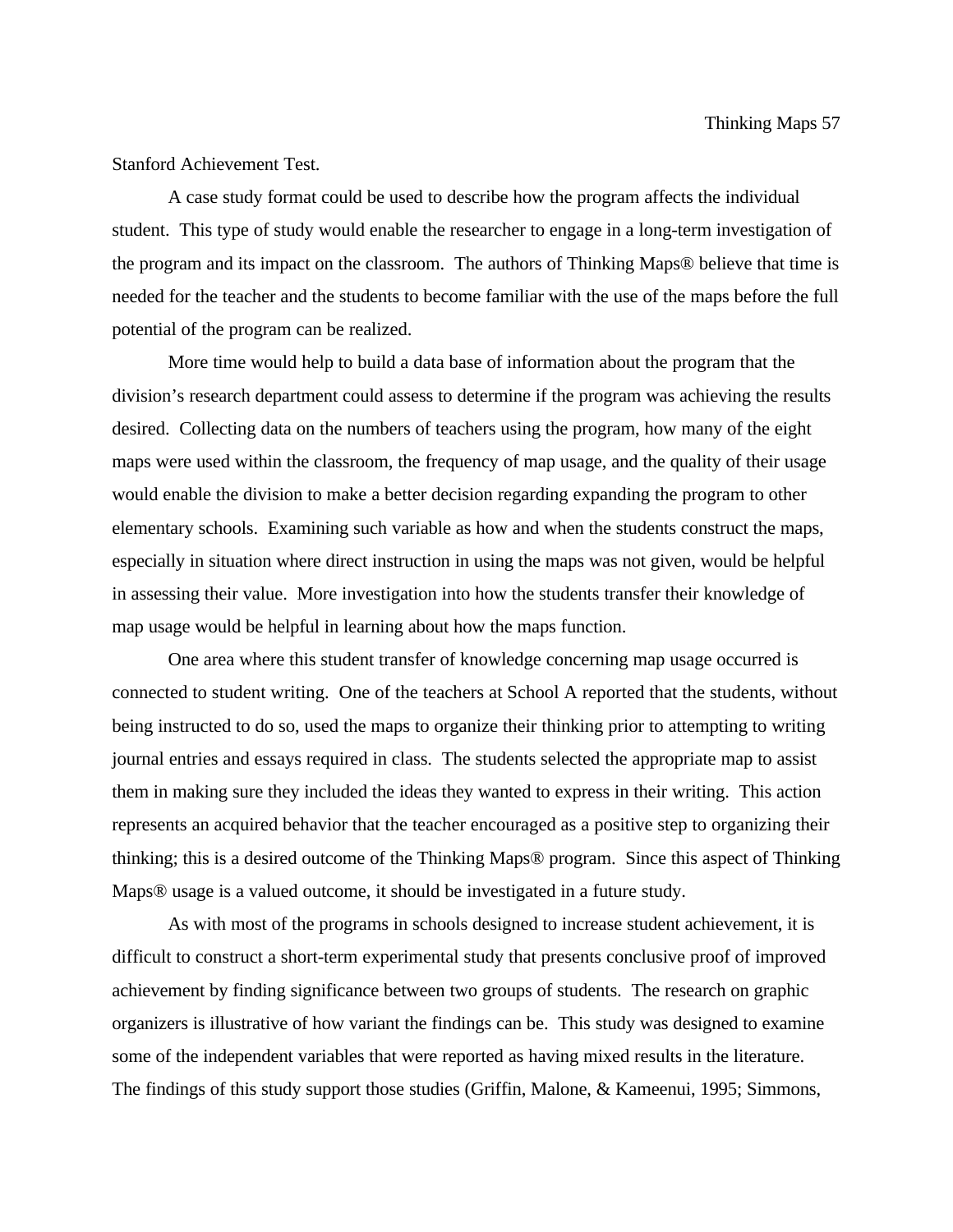Stanford Achievement Test.

A case study format could be used to describe how the program affects the individual student. This type of study would enable the researcher to engage in a long-term investigation of the program and its impact on the classroom. The authors of Thinking Maps® believe that time is needed for the teacher and the students to become familiar with the use of the maps before the full potential of the program can be realized.

More time would help to build a data base of information about the program that the division's research department could assess to determine if the program was achieving the results desired. Collecting data on the numbers of teachers using the program, how many of the eight maps were used within the classroom, the frequency of map usage, and the quality of their usage would enable the division to make a better decision regarding expanding the program to other elementary schools. Examining such variable as how and when the students construct the maps, especially in situation where direct instruction in using the maps was not given, would be helpful in assessing their value. More investigation into how the students transfer their knowledge of map usage would be helpful in learning about how the maps function.

One area where this student transfer of knowledge concerning map usage occurred is connected to student writing. One of the teachers at School A reported that the students, without being instructed to do so, used the maps to organize their thinking prior to attempting to writing journal entries and essays required in class. The students selected the appropriate map to assist them in making sure they included the ideas they wanted to express in their writing. This action represents an acquired behavior that the teacher encouraged as a positive step to organizing their thinking; this is a desired outcome of the Thinking Maps® program. Since this aspect of Thinking Maps® usage is a valued outcome, it should be investigated in a future study.

As with most of the programs in schools designed to increase student achievement, it is difficult to construct a short-term experimental study that presents conclusive proof of improved achievement by finding significance between two groups of students. The research on graphic organizers is illustrative of how variant the findings can be. This study was designed to examine some of the independent variables that were reported as having mixed results in the literature. The findings of this study support those studies (Griffin, Malone, & Kameenui, 1995; Simmons,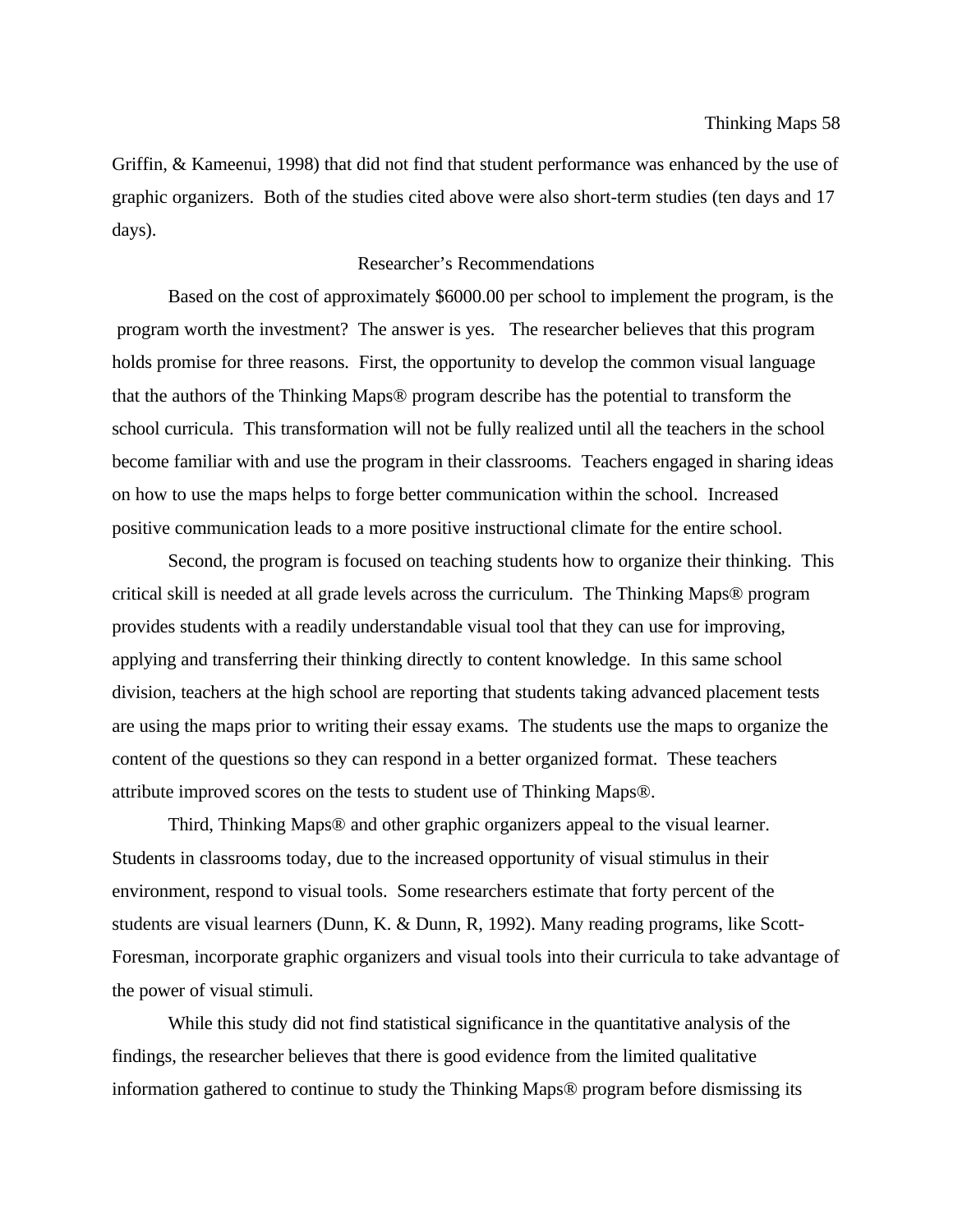Griffin, & Kameenui, 1998) that did not find that student performance was enhanced by the use of graphic organizers. Both of the studies cited above were also short-term studies (ten days and 17 days).

## Researcher's Recommendations

Based on the cost of approximately $6000.00 per school to implement the program, is the program worth the investment? The answer is yes. The researcher believes that this program holds promise for three reasons. First, the opportunity to develop the common visual language that the authors of the Thinking Maps® program describe has the potential to transform the school curricula. This transformation will not be fully realized until all the teachers in the school become familiar with and use the program in their classrooms. Teachers engaged in sharing ideas on how to use the maps helps to forge better communication within the school. Increased positive communication leads to a more positive instructional climate for the entire school.

Second, the program is focused on teaching students how to organize their thinking. This critical skill is needed at all grade levels across the curriculum. The Thinking Maps® program provides students with a readily understandable visual tool that they can use for improving, applying and transferring their thinking directly to content knowledge. In this same school division, teachers at the high school are reporting that students taking advanced placement tests are using the maps prior to writing their essay exams. The students use the maps to organize the content of the questions so they can respond in a better organized format. These teachers attribute improved scores on the tests to student use of Thinking Maps®.

Third, Thinking Maps® and other graphic organizers appeal to the visual learner. Students in classrooms today, due to the increased opportunity of visual stimulus in their environment, respond to visual tools. Some researchers estimate that forty percent of the students are visual learners (Dunn, K. & Dunn, R, 1992). Many reading programs, like Scott-Foresman, incorporate graphic organizers and visual tools into their curricula to take advantage of the power of visual stimuli.

While this study did not find statistical significance in the quantitative analysis of the findings, the researcher believes that there is good evidence from the limited qualitative information gathered to continue to study the Thinking Maps® program before dismissing its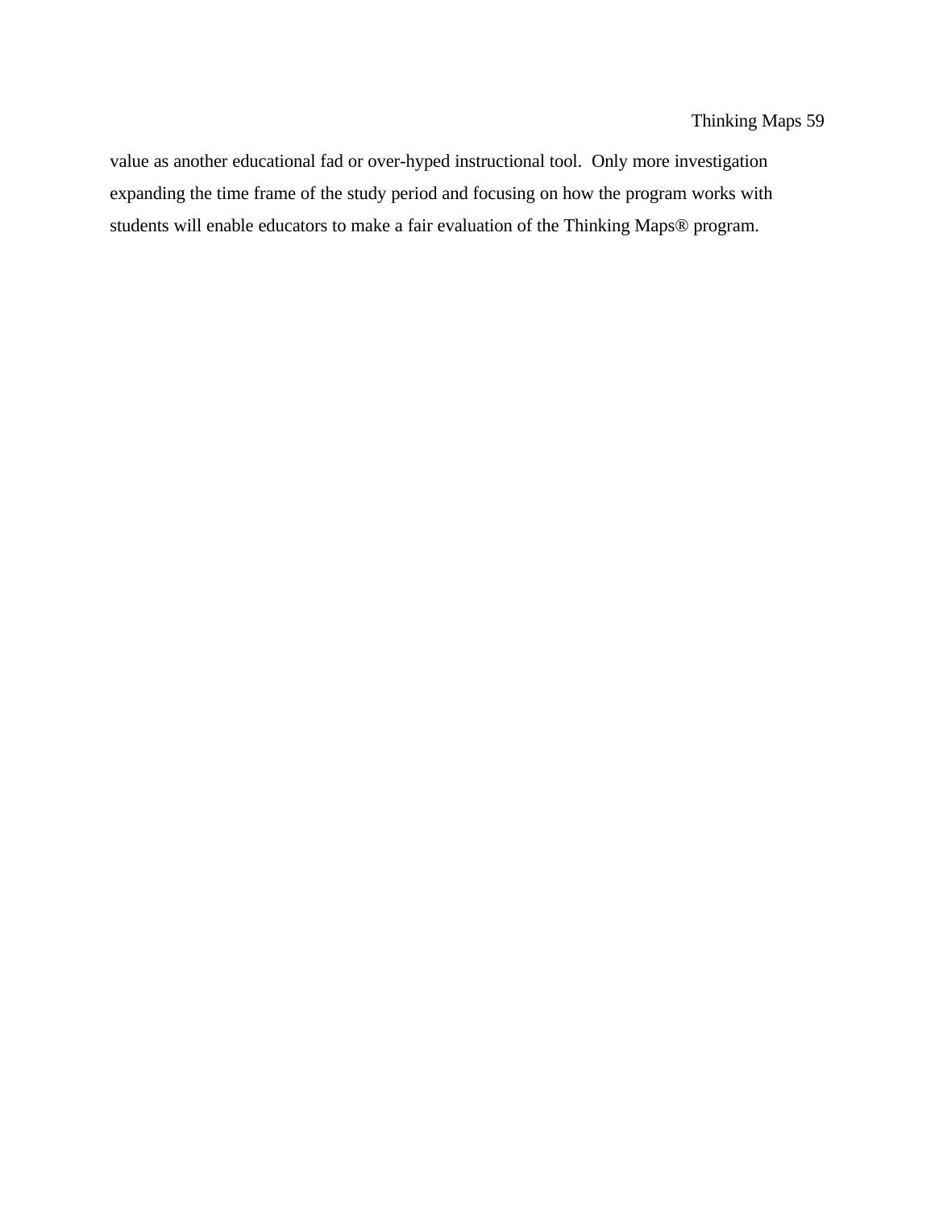value as another educational fad or over-hyped instructional tool. Only more investigation expanding the time frame of the study period and focusing on how the program works with students will enable educators to make a fair evaluation of the Thinking Maps® program.